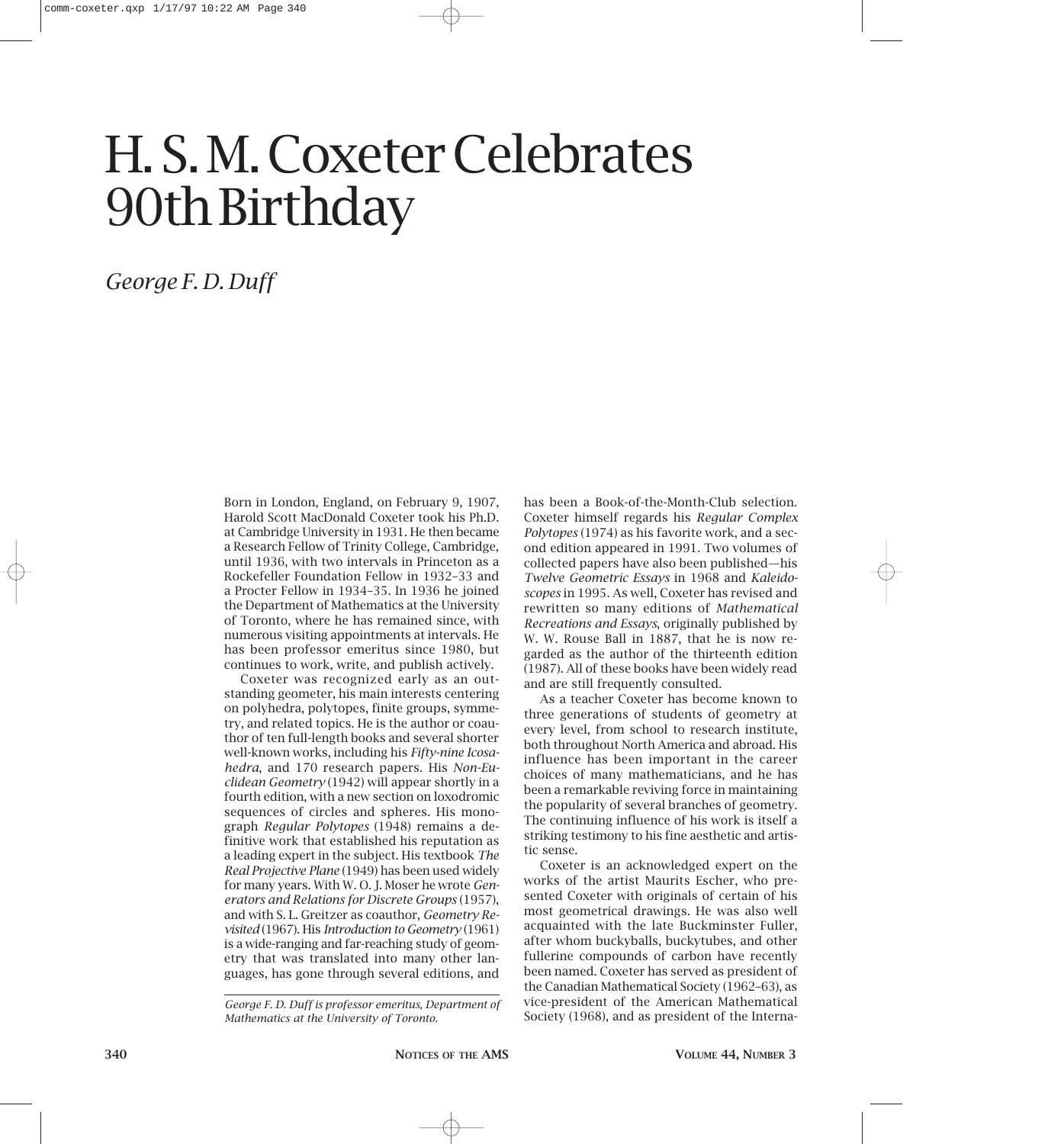# H. S. M. Coxeter Celebrates 90th Birthday

*George F. D. Duff*

Born in London, England, on February 9, 1907, Harold Scott MacDonald Coxeter took his Ph.D. at Cambridge University in 1931. He then became a Research Fellow of Trinity College, Cambridge, until 1936, with two intervals in Princeton as a Rockefeller Foundation Fellow in 1932–33 and a Procter Fellow in 1934–35. In 1936 he joined the Department of Mathematics at the University of Toronto, where he has remained since, with numerous visiting appointments at intervals. He has been professor emeritus since 1980, but continues to work, write, and publish actively.

Coxeter was recognized early as an outstanding geometer, his main interests centering on polyhedra, polytopes, finite groups, symmetry, and related topics. He is the author or coauthor of ten full-length books and several shorter well-known works, including his *Fifty-nine Icosahedra*, and 170 research papers. His *Non-Euclidean Geometry* (1942) will appear shortly in a fourth edition, with a new section on loxodromic sequences of circles and spheres. His monograph *Regular Polytopes* (1948) remains a definitive work that established his reputation as a leading expert in the subject. His textbook *The Real Projective Plane* (1949) has been used widely for many years. With W. O. J. Moser he wrote *Generators and Relations for Discrete Groups* (1957), and with S. L. Greitzer as coauthor, *Geometry Revisited* (1967). His *Introduction to Geometry* (1961) is a wide-ranging and far-reaching study of geometry that was translated into many other languages, has gone through several editions, and has been a Book-of-the-Month-Club selection. Coxeter himself regards his *Regular Complex Polytopes* (1974) as his favorite work, and a second edition appeared in 1991. Two volumes of collected papers have also been published—his *Twelve Geometric Essays* in 1968 and *Kaleidoscopes* in 1995. As well, Coxeter has revised and rewritten so many editions of *Mathematical Recreations and Essays*, originally published by W. W. Rouse Ball in 1887, that he is now regarded as the author of the thirteenth edition (1987). All of these books have been widely read and are still frequently consulted.

As a teacher Coxeter has become known to three generations of students of geometry at every level, from school to research institute, both throughout North America and abroad. His influence has been important in the career choices of many mathematicians, and he has been a remarkable reviving force in maintaining the popularity of several branches of geometry. The continuing influence of his work is itself a striking testimony to his fine aesthetic and artistic sense.

Coxeter is an acknowledged expert on the works of the artist Maurits Escher, who presented Coxeter with originals of certain of his most geometrical drawings. He was also well acquainted with the late Buckminster Fuller, after whom buckyballs, buckytubes, and other fullerine compounds of carbon have recently been named. Coxeter has served as president of the Canadian Mathematical Society (1962–63), as vice-president of the American Mathematical Society (1968), and as president of the Interna-

---

*George F. D. Duff is professor emeritus, Department of Mathematics at the University of Toronto.*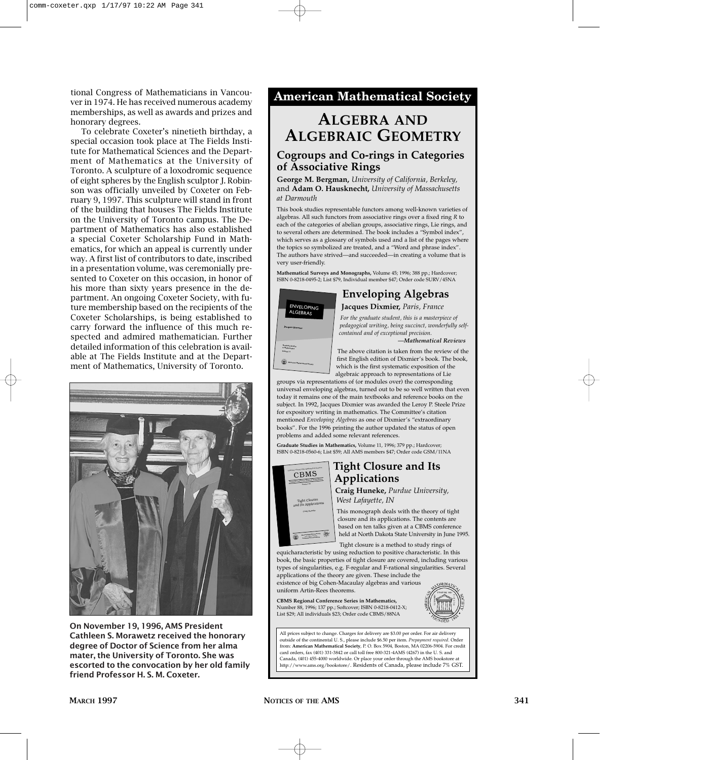tional Congress of Mathematicians in Vancouver in 1974. He has received numerous academy memberships, as well as awards and prizes and honorary degrees.

To celebrate Coxeter's ninetieth birthday, a special occasion took place at The Fields Institute for Mathematical Sciences and the Department of Mathematics at the University of Toronto. A sculpture of a loxodromic sequence of eight spheres by the English sculptor J. Robinson was officially unveiled by Coxeter on February 9, 1997. This sculpture will stand in front of the building that houses The Fields Institute on the University of Toronto campus. The Department of Mathematics has also established a special Coxeter Scholarship Fund in Mathematics, for which an appeal is currently under way. A first list of contributors to date, inscribed in a presentation volume, was ceremonially presented to Coxeter on this occasion, in honor of his more than sixty years presence in the department. An ongoing Coxeter Society, with future membership based on the recipients of the Coxeter Scholarships, is being established to carry forward the influence of this much respected and admired mathematician. Further detailed information of this celebration is available at The Fields Institute and at the Department of Mathematics, University of Toronto.

**On November 19, 1996, AMS President Cathleen S. Morawetz received the honorary degree of Doctor of Science from her alma mater, the University of Toronto. She was escorted to the convocation by her old family friend Professor H. S. M. Coxeter.**

## American Mathematical Society

# Algebra and Algebraic Geometry

### Cogroups and Co-rings in Categories of Associative Rings

**George M. Bergman,** *University of California, Berkeley,* and **Adam O. Hausknecht,** *University of Massachusetts at Darmouth*

This book studies representable functors among well-known varieties of algebras. All such functors from associative rings over a fixed ring $R$ to each of the categories of abelian groups, associative rings, Lie rings, and to several others are determined. The book includes a "Symbol index", which serves as a glossary of symbols used and a list of the pages where the topics so symbolized are treated, and a "Word and phrase index". The authors have strived—and succeeded—in creating a volume that is very user-friendly.

**Mathematical Surveys and Monographs,** Volume 45; 1996; 388 pp.; Hardcover; ISBN 0-8218-0495-2; List $79, Individual member $47; Order code SURV/45NA

### Enveloping Algebras

**Jacques Dixmier,** *Paris, France*

*For the graduate student, this is a masterpiece of pedagogical writing, being succinct, wonderfully self-contained and of exceptional precision.*

***—Mathematical Reviews***

The above citation is taken from the review of the first English edition of Dixmier's book. The book, which is the first systematic exposition of the algebraic approach to representations of Lie groups via representations of (or modules over) the corresponding universal enveloping algebras, turned out to be so well written that even today it remains one of the main textbooks and reference books on the subject. In 1992, Jacques Dixmier was awarded the Leroy P. Steele Prize for expository writing in mathematics. The Committee's citation mentioned *Enveloping Algebras* as one of Dixmier's "extraordinary books". For the 1996 printing the author updated the status of open problems and added some relevant references.

**Graduate Studies in Mathematics,** Volume 11, 1996; 379 pp.; Hardcover; ISBN 0-8218-0560-6; List $59; All AMS members $47; Order code GSM/11NA

### Tight Closure and Its Applications

**Craig Huneke,** *Purdue University, West Lafayette, IN*

This monograph deals with the theory of tight closure and its applications. The contents are based on ten talks given at a CBMS conference held at North Dakota State University in June 1995.

Tight closure is a method to study rings of equicharacteristic by using reduction to positive characteristic. In this book, the basic properties of tight closure are covered, including various types of singularities, e.g. F-regular and F-rational singularities. Several applications of the theory are given. These include the existence of big Cohen-Macaulay algebras and various uniform Artin-Rees theorems.

**CBMS Regional Conference Series in Mathematics,** Number 88, 1996; 137 pp.; Softcover; ISBN 0-8218-0412-X; List $29; All individuals $23; Order code CBMS/88NA

All prices subject to change. Charges for delivery are $3.00 per order. For air delivery outside of the continental U. S., please include $6.50 per item. *Prepayment required*. Order from: **American Mathematical Society**, P. O. Box 5904, Boston, MA 02206-5904. For credit card orders, fax (401) 331-3842 or call toll free 800-321-4AMS (4267) in the U. S. and Canada, (401) 455-4000 worldwide. Or place your order through the AMS bookstore at http://www.ams.org/bookstore/. Residents of Canada, please include 7% GST.